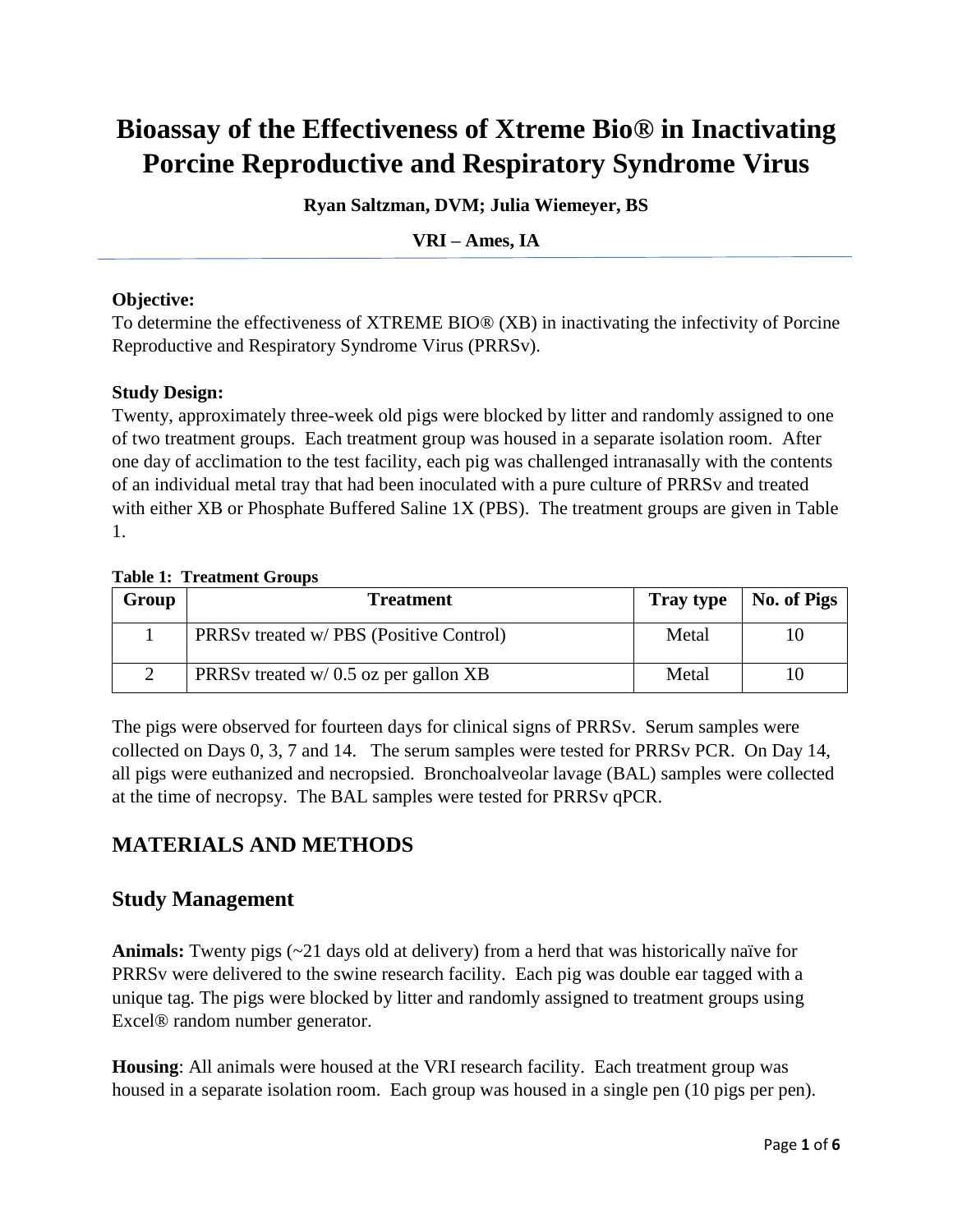# Bioassay of the Effectiveness of Xtreme Bio® in Inactivating Porcine Reproductive and Respiratory Syndrome Virus

**Ryan Saltzman, DVM; Julia Wiemeyer, BS**

**VRI – Ames, IA**

**Objective:**
To determine the effectiveness of XTREME BIO® (XB) in inactivating the infectivity of Porcine Reproductive and Respiratory Syndrome Virus (PRRSv).

**Study Design:**
Twenty, approximately three-week old pigs were blocked by litter and randomly assigned to one of two treatment groups. Each treatment group was housed in a separate isolation room. After one day of acclimation to the test facility, each pig was challenged intranasally with the contents of an individual metal tray that had been inoculated with a pure culture of PRRSv and treated with either XB or Phosphate Buffered Saline 1X (PBS). The treatment groups are given in Table 1.

**Table 1: Treatment Groups**

| Group | Treatment | Tray type | No. of Pigs |
|---|---|---|---|
| 1 | PRRSv treated w/ PBS (Positive Control) | Metal | 10 |
| 2 | PRRSv treated w/ 0.5 oz per gallon XB | Metal | 10 |

The pigs were observed for fourteen days for clinical signs of PRRSv. Serum samples were collected on Days 0, 3, 7 and 14. The serum samples were tested for PRRSv PCR. On Day 14, all pigs were euthanized and necropsied. Bronchoalveolar lavage (BAL) samples were collected at the time of necropsy. The BAL samples were tested for PRRSv qPCR.

## MATERIALS AND METHODS

## Study Management

**Animals:** Twenty pigs (~21 days old at delivery) from a herd that was historically naïve for PRRSv were delivered to the swine research facility. Each pig was double ear tagged with a unique tag. The pigs were blocked by litter and randomly assigned to treatment groups using Excel® random number generator.

**Housing**: All animals were housed at the VRI research facility. Each treatment group was housed in a separate isolation room. Each group was housed in a single pen (10 pigs per pen).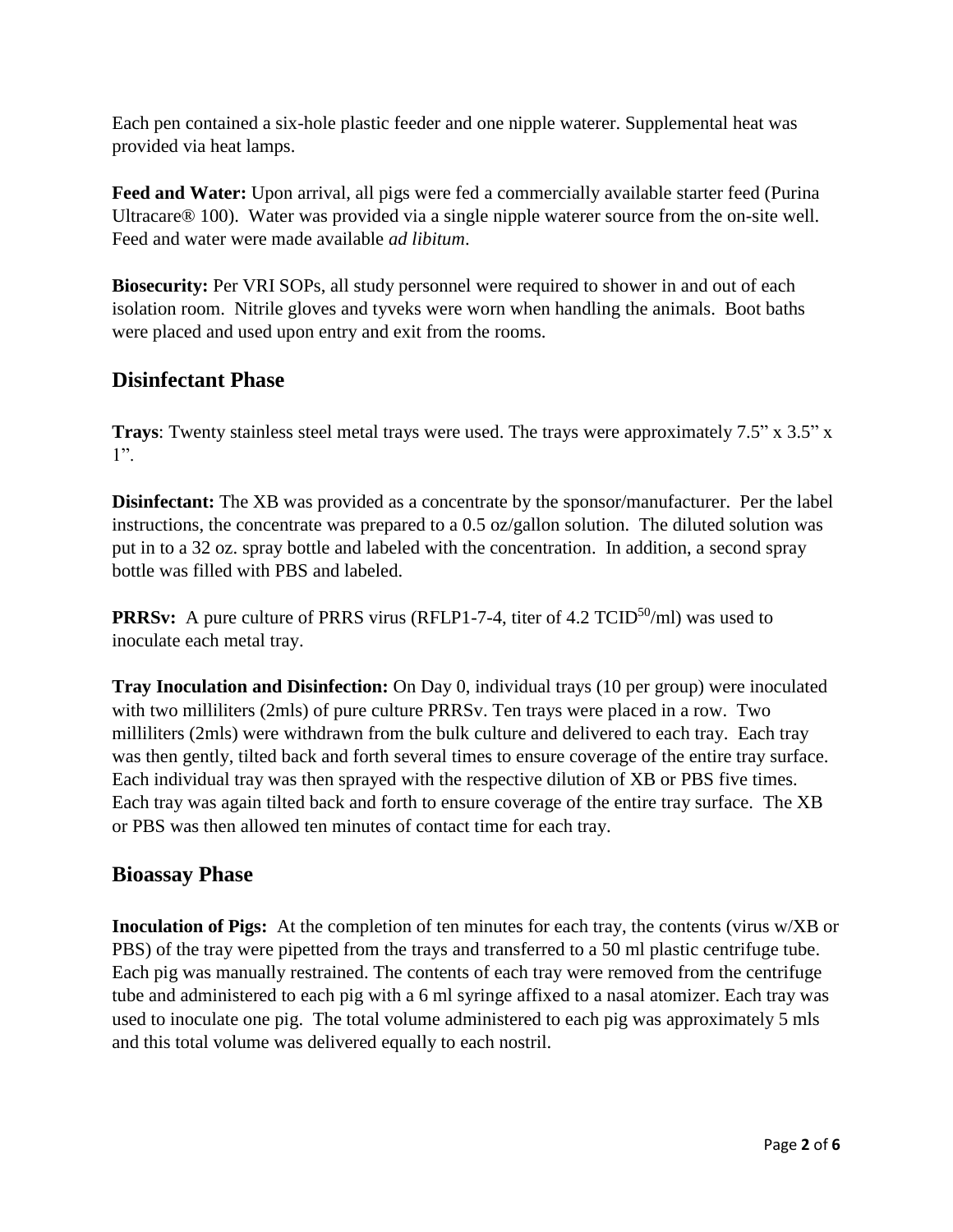Each pen contained a six-hole plastic feeder and one nipple waterer. Supplemental heat was provided via heat lamps.

**Feed and Water:** Upon arrival, all pigs were fed a commercially available starter feed (Purina Ultracare® 100). Water was provided via a single nipple waterer source from the on-site well. Feed and water were made available *ad libitum*.

**Biosecurity:** Per VRI SOPs, all study personnel were required to shower in and out of each isolation room. Nitrile gloves and tyveks were worn when handling the animals. Boot baths were placed and used upon entry and exit from the rooms.

## Disinfectant Phase

**Trays**: Twenty stainless steel metal trays were used. The trays were approximately 7.5" x 3.5" x 1".

**Disinfectant:** The XB was provided as a concentrate by the sponsor/manufacturer. Per the label instructions, the concentrate was prepared to a 0.5 oz/gallon solution. The diluted solution was put in to a 32 oz. spray bottle and labeled with the concentration. In addition, a second spray bottle was filled with PBS and labeled.

**PRRSv:** A pure culture of PRRS virus (RFLP1-7-4, titer of 4.2 $TCID^{50}$/ml) was used to inoculate each metal tray.

**Tray Inoculation and Disinfection:** On Day 0, individual trays (10 per group) were inoculated with two milliliters (2mls) of pure culture PRRSv. Ten trays were placed in a row. Two milliliters (2mls) were withdrawn from the bulk culture and delivered to each tray. Each tray was then gently, tilted back and forth several times to ensure coverage of the entire tray surface. Each individual tray was then sprayed with the respective dilution of XB or PBS five times. Each tray was again tilted back and forth to ensure coverage of the entire tray surface. The XB or PBS was then allowed ten minutes of contact time for each tray.

## Bioassay Phase

**Inoculation of Pigs:** At the completion of ten minutes for each tray, the contents (virus w/XB or PBS) of the tray were pipetted from the trays and transferred to a 50 ml plastic centrifuge tube. Each pig was manually restrained. The contents of each tray were removed from the centrifuge tube and administered to each pig with a 6 ml syringe affixed to a nasal atomizer. Each tray was used to inoculate one pig. The total volume administered to each pig was approximately 5 mls and this total volume was delivered equally to each nostril.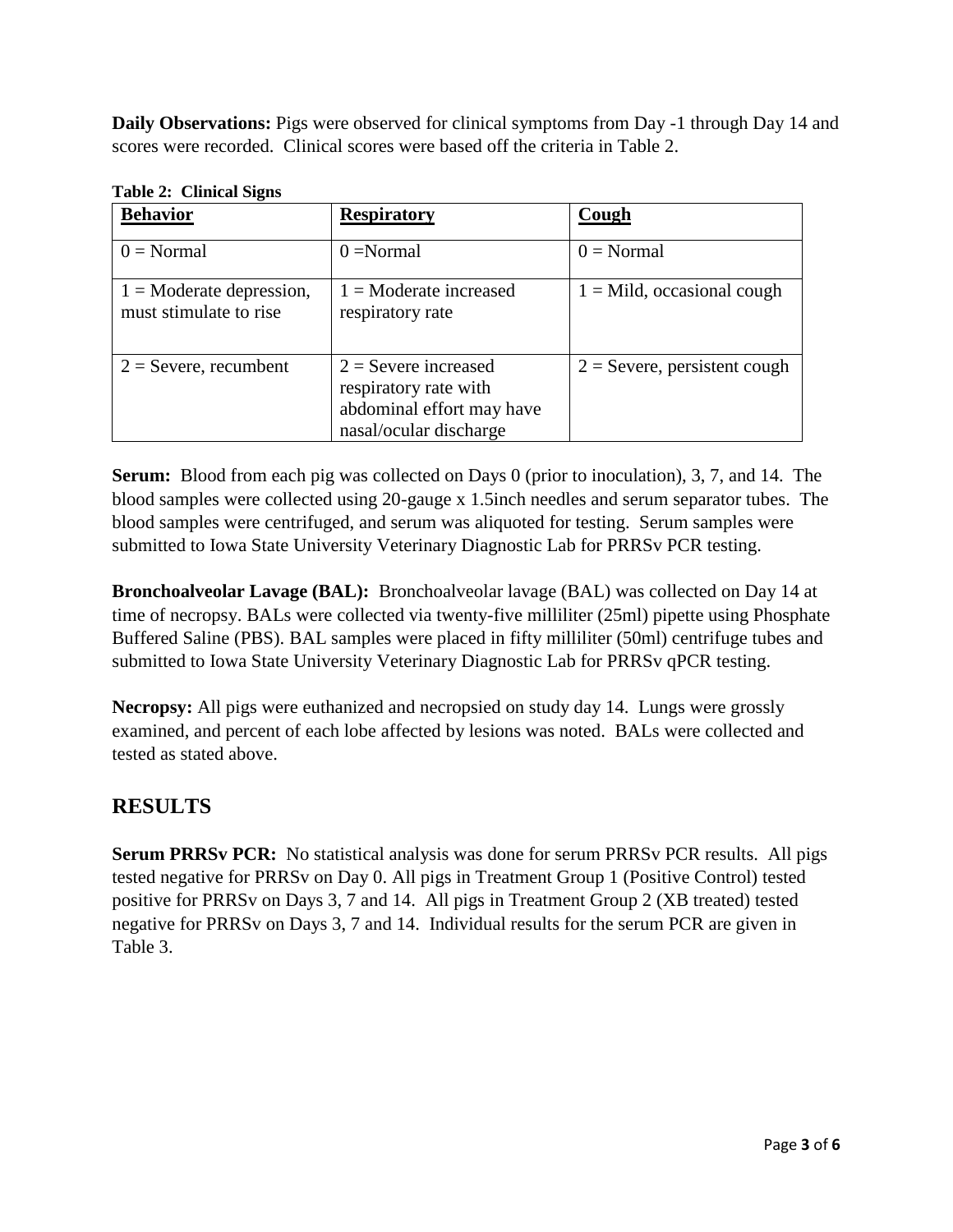**Daily Observations:** Pigs were observed for clinical symptoms from Day -1 through Day 14 and scores were recorded. Clinical scores were based off the criteria in Table 2.

**Table 2: Clinical Signs**

| **Behavior** | **Respiratory** | **Cough** |
|---|---|---|
| 0 = Normal | 0 =Normal | 0 = Normal |
| 1 = Moderate depression, must stimulate to rise | 1 = Moderate increased respiratory rate | 1 = Mild, occasional cough |
| 2 = Severe, recumbent | 2 = Severe increased respiratory rate with abdominal effort may have nasal/ocular discharge | 2 = Severe, persistent cough |

**Serum:** Blood from each pig was collected on Days 0 (prior to inoculation), 3, 7, and 14. The blood samples were collected using 20-gauge x 1.5inch needles and serum separator tubes. The blood samples were centrifuged, and serum was aliquoted for testing. Serum samples were submitted to Iowa State University Veterinary Diagnostic Lab for PRRSv PCR testing.

**Bronchoalveolar Lavage (BAL):** Bronchoalveolar lavage (BAL) was collected on Day 14 at time of necropsy. BALs were collected via twenty-five milliliter (25ml) pipette using Phosphate Buffered Saline (PBS). BAL samples were placed in fifty milliliter (50ml) centrifuge tubes and submitted to Iowa State University Veterinary Diagnostic Lab for PRRSv qPCR testing.

**Necropsy:** All pigs were euthanized and necropsied on study day 14. Lungs were grossly examined, and percent of each lobe affected by lesions was noted. BALs were collected and tested as stated above.

## RESULTS

**Serum PRRSv PCR:** No statistical analysis was done for serum PRRSv PCR results. All pigs tested negative for PRRSv on Day 0. All pigs in Treatment Group 1 (Positive Control) tested positive for PRRSv on Days 3, 7 and 14. All pigs in Treatment Group 2 (XB treated) tested negative for PRRSv on Days 3, 7 and 14. Individual results for the serum PCR are given in Table 3.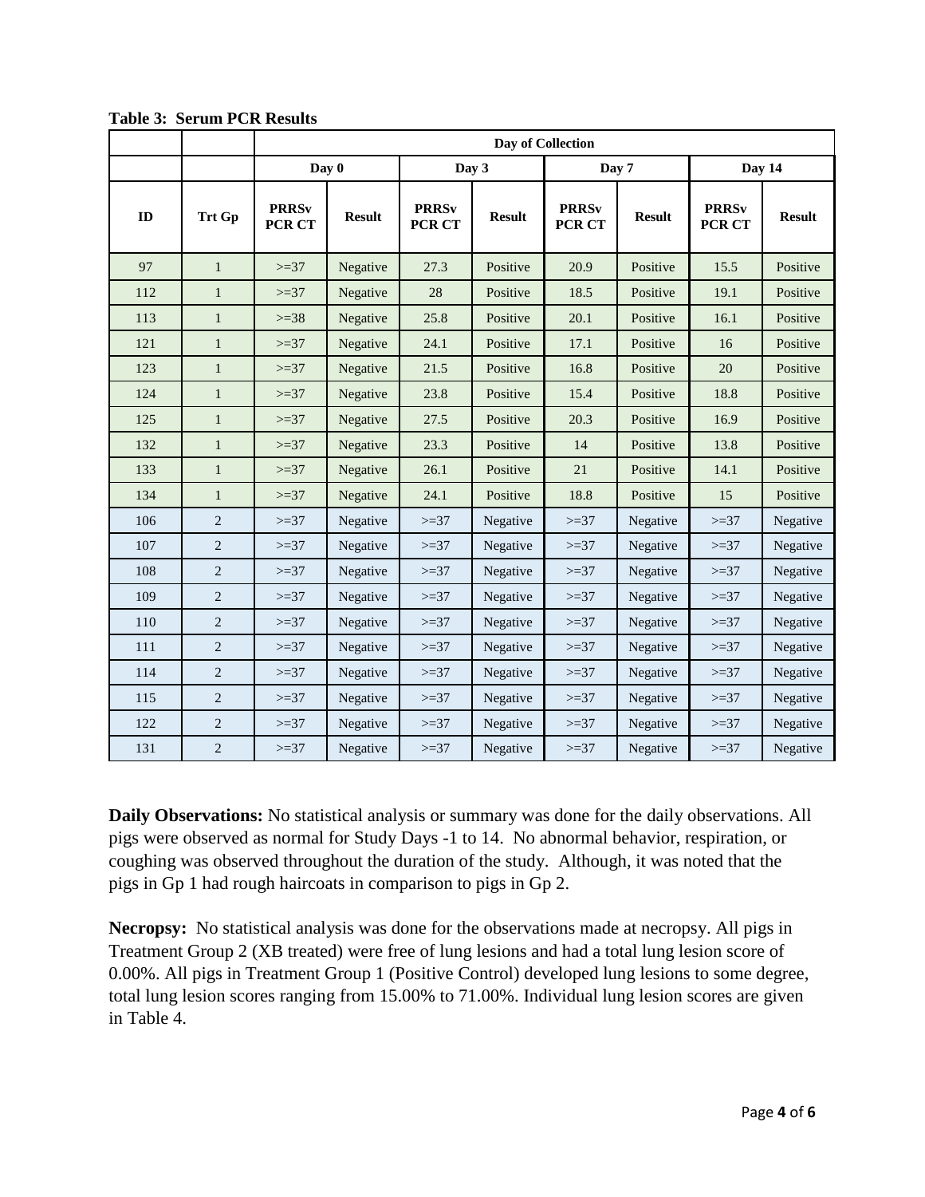**Table 3: Serum PCR Results**

| | | Day of Collection | | | | | | | |
|---|---|---|---|---|---|---|---|---|---|
| | | Day 0 | | Day 3 | | Day 7 | | Day 14 | |
| ID | Trt Gp | PRRSv PCR CT | Result | PRRSv PCR CT | Result | PRRSv PCR CT | Result | PRRSv PCR CT | Result |
| 97 | 1 | >=37 | Negative | 27.3 | Positive | 20.9 | Positive | 15.5 | Positive |
| 112 | 1 | >=37 | Negative | 28 | Positive | 18.5 | Positive | 19.1 | Positive |
| 113 | 1 | >=38 | Negative | 25.8 | Positive | 20.1 | Positive | 16.1 | Positive |
| 121 | 1 | >=37 | Negative | 24.1 | Positive | 17.1 | Positive | 16 | Positive |
| 123 | 1 | >=37 | Negative | 21.5 | Positive | 16.8 | Positive | 20 | Positive |
| 124 | 1 | >=37 | Negative | 23.8 | Positive | 15.4 | Positive | 18.8 | Positive |
| 125 | 1 | >=37 | Negative | 27.5 | Positive | 20.3 | Positive | 16.9 | Positive |
| 132 | 1 | >=37 | Negative | 23.3 | Positive | 14 | Positive | 13.8 | Positive |
| 133 | 1 | >=37 | Negative | 26.1 | Positive | 21 | Positive | 14.1 | Positive |
| 134 | 1 | >=37 | Negative | 24.1 | Positive | 18.8 | Positive | 15 | Positive |
| 106 | 2 | >=37 | Negative | >=37 | Negative | >=37 | Negative | >=37 | Negative |
| 107 | 2 | >=37 | Negative | >=37 | Negative | >=37 | Negative | >=37 | Negative |
| 108 | 2 | >=37 | Negative | >=37 | Negative | >=37 | Negative | >=37 | Negative |
| 109 | 2 | >=37 | Negative | >=37 | Negative | >=37 | Negative | >=37 | Negative |
| 110 | 2 | >=37 | Negative | >=37 | Negative | >=37 | Negative | >=37 | Negative |
| 111 | 2 | >=37 | Negative | >=37 | Negative | >=37 | Negative | >=37 | Negative |
| 114 | 2 | >=37 | Negative | >=37 | Negative | >=37 | Negative | >=37 | Negative |
| 115 | 2 | >=37 | Negative | >=37 | Negative | >=37 | Negative | >=37 | Negative |
| 122 | 2 | >=37 | Negative | >=37 | Negative | >=37 | Negative | >=37 | Negative |
| 131 | 2 | >=37 | Negative | >=37 | Negative | >=37 | Negative | >=37 | Negative |

**Daily Observations:** No statistical analysis or summary was done for the daily observations. All pigs were observed as normal for Study Days -1 to 14. No abnormal behavior, respiration, or coughing was observed throughout the duration of the study. Although, it was noted that the pigs in Gp 1 had rough haircoats in comparison to pigs in Gp 2.

**Necropsy:** No statistical analysis was done for the observations made at necropsy. All pigs in Treatment Group 2 (XB treated) were free of lung lesions and had a total lung lesion score of 0.00%. All pigs in Treatment Group 1 (Positive Control) developed lung lesions to some degree, total lung lesion scores ranging from 15.00% to 71.00%. Individual lung lesion scores are given in Table 4.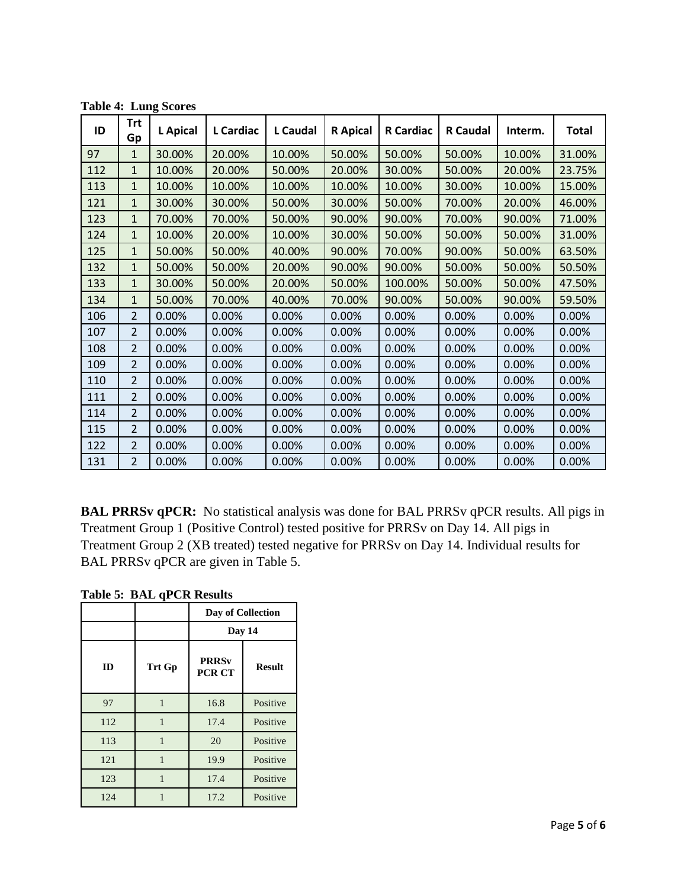**Table 4: Lung Scores**

| ID | Trt Gp | L Apical | L Cardiac | L Caudal | R Apical | R Cardiac | R Caudal | Interm. | Total |
|---|---|---|---|---|---|---|---|---|---|
| 97 | 1 | 30.00% | 20.00% | 10.00% | 50.00% | 50.00% | 50.00% | 10.00% | 31.00% |
| 112 | 1 | 10.00% | 20.00% | 50.00% | 20.00% | 30.00% | 50.00% | 20.00% | 23.75% |
| 113 | 1 | 10.00% | 10.00% | 10.00% | 10.00% | 10.00% | 30.00% | 10.00% | 15.00% |
| 121 | 1 | 30.00% | 30.00% | 50.00% | 30.00% | 50.00% | 70.00% | 20.00% | 46.00% |
| 123 | 1 | 70.00% | 70.00% | 50.00% | 90.00% | 90.00% | 70.00% | 90.00% | 71.00% |
| 124 | 1 | 10.00% | 20.00% | 10.00% | 30.00% | 50.00% | 50.00% | 50.00% | 31.00% |
| 125 | 1 | 50.00% | 50.00% | 40.00% | 90.00% | 70.00% | 90.00% | 50.00% | 63.50% |
| 132 | 1 | 50.00% | 50.00% | 20.00% | 90.00% | 90.00% | 50.00% | 50.00% | 50.50% |
| 133 | 1 | 30.00% | 50.00% | 20.00% | 50.00% | 100.00% | 50.00% | 50.00% | 47.50% |
| 134 | 1 | 50.00% | 70.00% | 40.00% | 70.00% | 90.00% | 50.00% | 90.00% | 59.50% |
| 106 | 2 | 0.00% | 0.00% | 0.00% | 0.00% | 0.00% | 0.00% | 0.00% | 0.00% |
| 107 | 2 | 0.00% | 0.00% | 0.00% | 0.00% | 0.00% | 0.00% | 0.00% | 0.00% |
| 108 | 2 | 0.00% | 0.00% | 0.00% | 0.00% | 0.00% | 0.00% | 0.00% | 0.00% |
| 109 | 2 | 0.00% | 0.00% | 0.00% | 0.00% | 0.00% | 0.00% | 0.00% | 0.00% |
| 110 | 2 | 0.00% | 0.00% | 0.00% | 0.00% | 0.00% | 0.00% | 0.00% | 0.00% |
| 111 | 2 | 0.00% | 0.00% | 0.00% | 0.00% | 0.00% | 0.00% | 0.00% | 0.00% |
| 114 | 2 | 0.00% | 0.00% | 0.00% | 0.00% | 0.00% | 0.00% | 0.00% | 0.00% |
| 115 | 2 | 0.00% | 0.00% | 0.00% | 0.00% | 0.00% | 0.00% | 0.00% | 0.00% |
| 122 | 2 | 0.00% | 0.00% | 0.00% | 0.00% | 0.00% | 0.00% | 0.00% | 0.00% |
| 131 | 2 | 0.00% | 0.00% | 0.00% | 0.00% | 0.00% | 0.00% | 0.00% | 0.00% |

**BAL PRRSv qPCR:** No statistical analysis was done for BAL PRRSv qPCR results. All pigs in Treatment Group 1 (Positive Control) tested positive for PRRSv on Day 14. All pigs in Treatment Group 2 (XB treated) tested negative for PRRSv on Day 14. Individual results for BAL PRRSv qPCR are given in Table 5.

**Table 5: BAL qPCR Results**

| | | Day of Collection | |
|---|---|---|---|
| | | Day 14 | |
| ID | Trt Gp | PRRSv PCR CT | Result |
| 97 | 1 | 16.8 | Positive |
| 112 | 1 | 17.4 | Positive |
| 113 | 1 | 20 | Positive |
| 121 | 1 | 19.9 | Positive |
| 123 | 1 | 17.4 | Positive |
| 124 | 1 | 17.2 | Positive |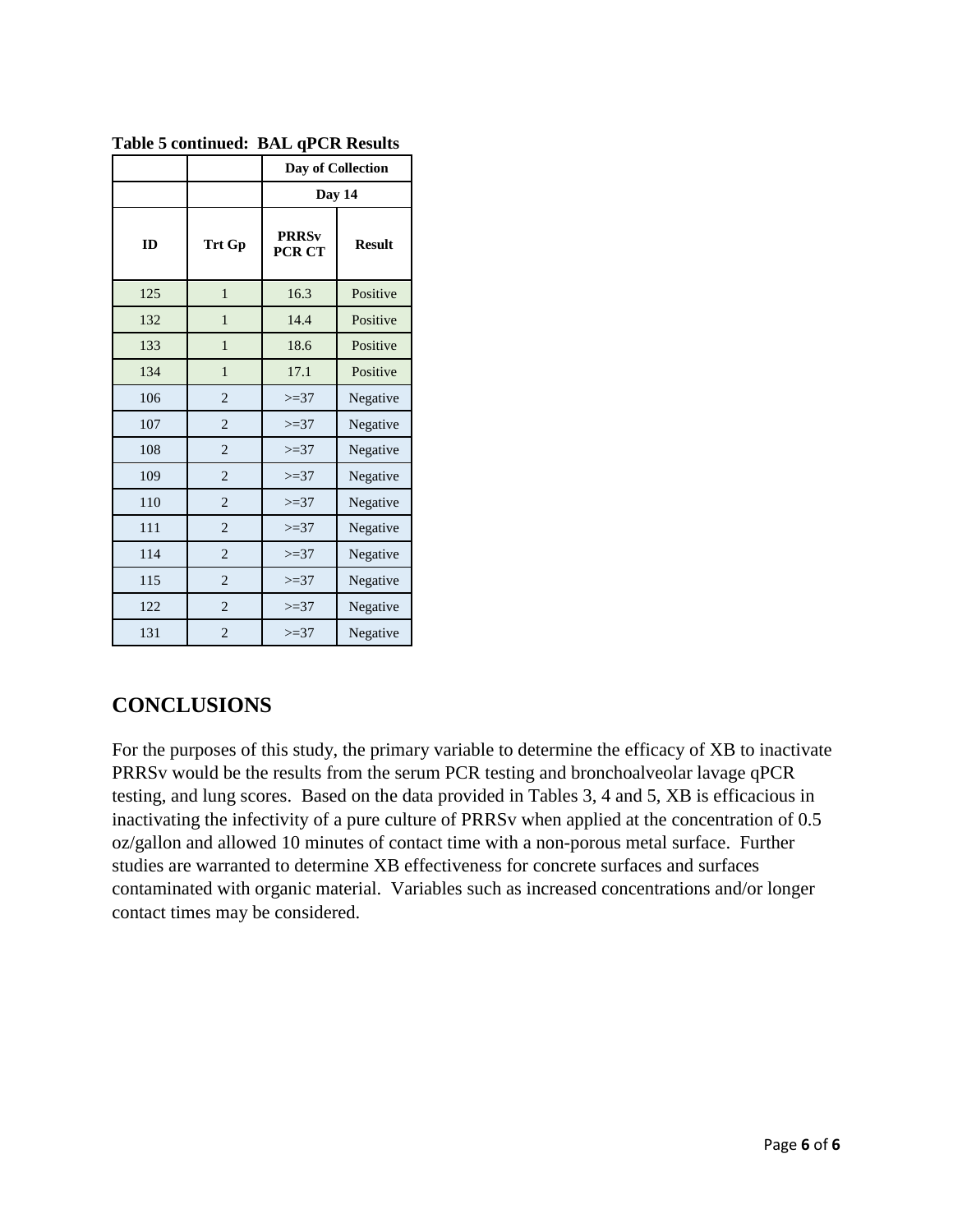**Table 5 continued: BAL qPCR Results**

| | | Day of Collection | |
|---|---|---|---|
| | | Day 14 | |
| ID | Trt Gp | PRRSv PCR CT | Result |
| 125 | 1 | 16.3 | Positive |
| 132 | 1 | 14.4 | Positive |
| 133 | 1 | 18.6 | Positive |
| 134 | 1 | 17.1 | Positive |
| 106 | 2 | >=37 | Negative |
| 107 | 2 | >=37 | Negative |
| 108 | 2 | >=37 | Negative |
| 109 | 2 | >=37 | Negative |
| 110 | 2 | >=37 | Negative |
| 111 | 2 | >=37 | Negative |
| 114 | 2 | >=37 | Negative |
| 115 | 2 | >=37 | Negative |
| 122 | 2 | >=37 | Negative |
| 131 | 2 | >=37 | Negative |

## CONCLUSIONS

For the purposes of this study, the primary variable to determine the efficacy of XB to inactivate PRRSv would be the results from the serum PCR testing and bronchoalveolar lavage qPCR testing, and lung scores. Based on the data provided in Tables 3, 4 and 5, XB is efficacious in inactivating the infectivity of a pure culture of PRRSv when applied at the concentration of 0.5 oz/gallon and allowed 10 minutes of contact time with a non-porous metal surface. Further studies are warranted to determine XB effectiveness for concrete surfaces and surfaces contaminated with organic material. Variables such as increased concentrations and/or longer contact times may be considered.